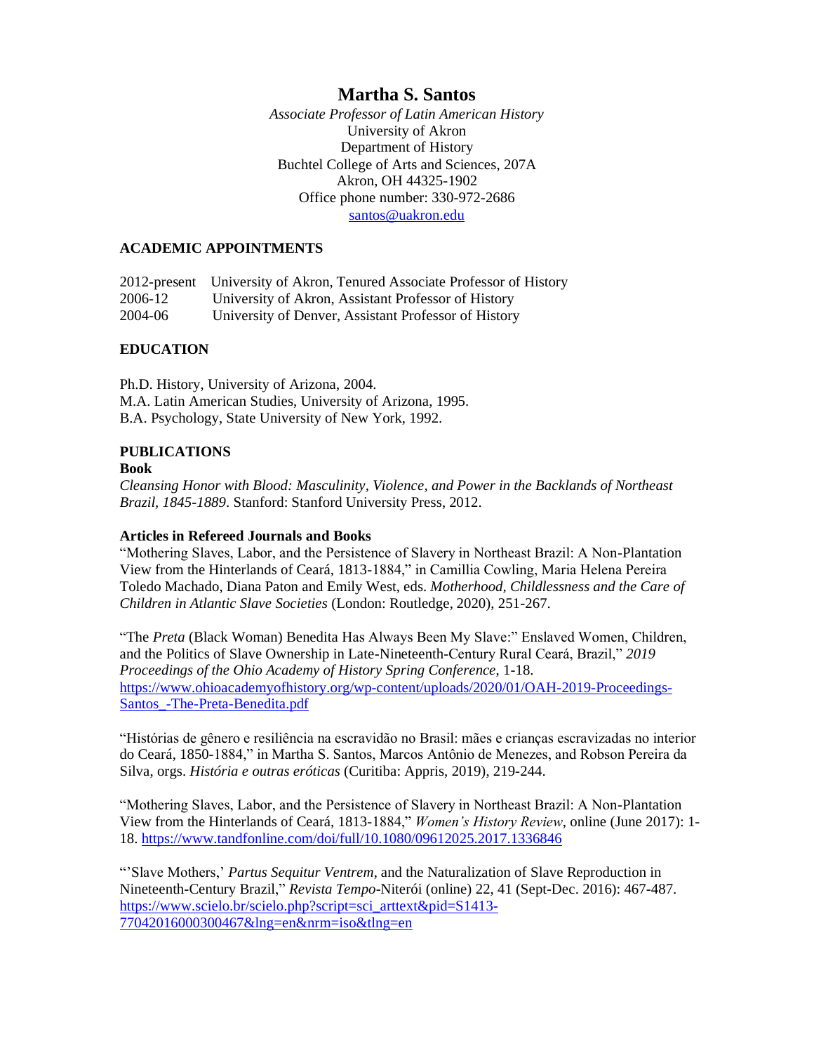# Martha S. Santos

*Associate Professor of Latin American History*
University of Akron
Department of History
Buchtel College of Arts and Sciences, 207A
Akron, OH 44325-1902
Office phone number: 330-972-2686
santos@uakron.edu

## ACADEMIC APPOINTMENTS

2012-present University of Akron, Tenured Associate Professor of History
2006-12 University of Akron, Assistant Professor of History
2004-06 University of Denver, Assistant Professor of History

## EDUCATION

Ph.D. History, University of Arizona, 2004.
M.A. Latin American Studies, University of Arizona, 1995.
B.A. Psychology, State University of New York, 1992.

## PUBLICATIONS

### Book

*Cleansing Honor with Blood: Masculinity, Violence, and Power in the Backlands of Northeast Brazil, 1845-1889*. Stanford: Stanford University Press, 2012.

### Articles in Refereed Journals and Books

"Mothering Slaves, Labor, and the Persistence of Slavery in Northeast Brazil: A Non-Plantation View from the Hinterlands of Ceará, 1813-1884," in Camillia Cowling, Maria Helena Pereira Toledo Machado, Diana Paton and Emily West, eds. *Motherhood, Childlessness and the Care of Children in Atlantic Slave Societies* (London: Routledge, 2020), 251-267.

"The *Preta* (Black Woman) Benedita Has Always Been My Slave:" Enslaved Women, Children, and the Politics of Slave Ownership in Late-Nineteenth-Century Rural Ceará, Brazil," *2019 Proceedings of the Ohio Academy of History Spring Conference*, 1-18. https://www.ohioacademyofhistory.org/wp-content/uploads/2020/01/OAH-2019-Proceedings-Santos_-The-Preta-Benedita.pdf

"Histórias de gênero e resiliência na escravidão no Brasil: mães e crianças escravizadas no interior do Ceará, 1850-1884," in Martha S. Santos, Marcos Antônio de Menezes, and Robson Pereira da Silva, orgs. *História e outras eróticas* (Curitiba: Appris, 2019), 219-244.

"Mothering Slaves, Labor, and the Persistence of Slavery in Northeast Brazil: A Non-Plantation View from the Hinterlands of Ceará, 1813-1884," *Women's History Review*, online (June 2017): 1-18. https://www.tandfonline.com/doi/full/10.1080/09612025.2017.1336846

"'Slave Mothers,' *Partus Sequitur Ventrem*, and the Naturalization of Slave Reproduction in Nineteenth-Century Brazil," *Revista Tempo*-Niterói (online) 22, 41 (Sept-Dec. 2016): 467-487. https://www.scielo.br/scielo.php?script=sci_arttext&pid=S1413-77042016000300467&lng=en&nrm=iso&tlng=en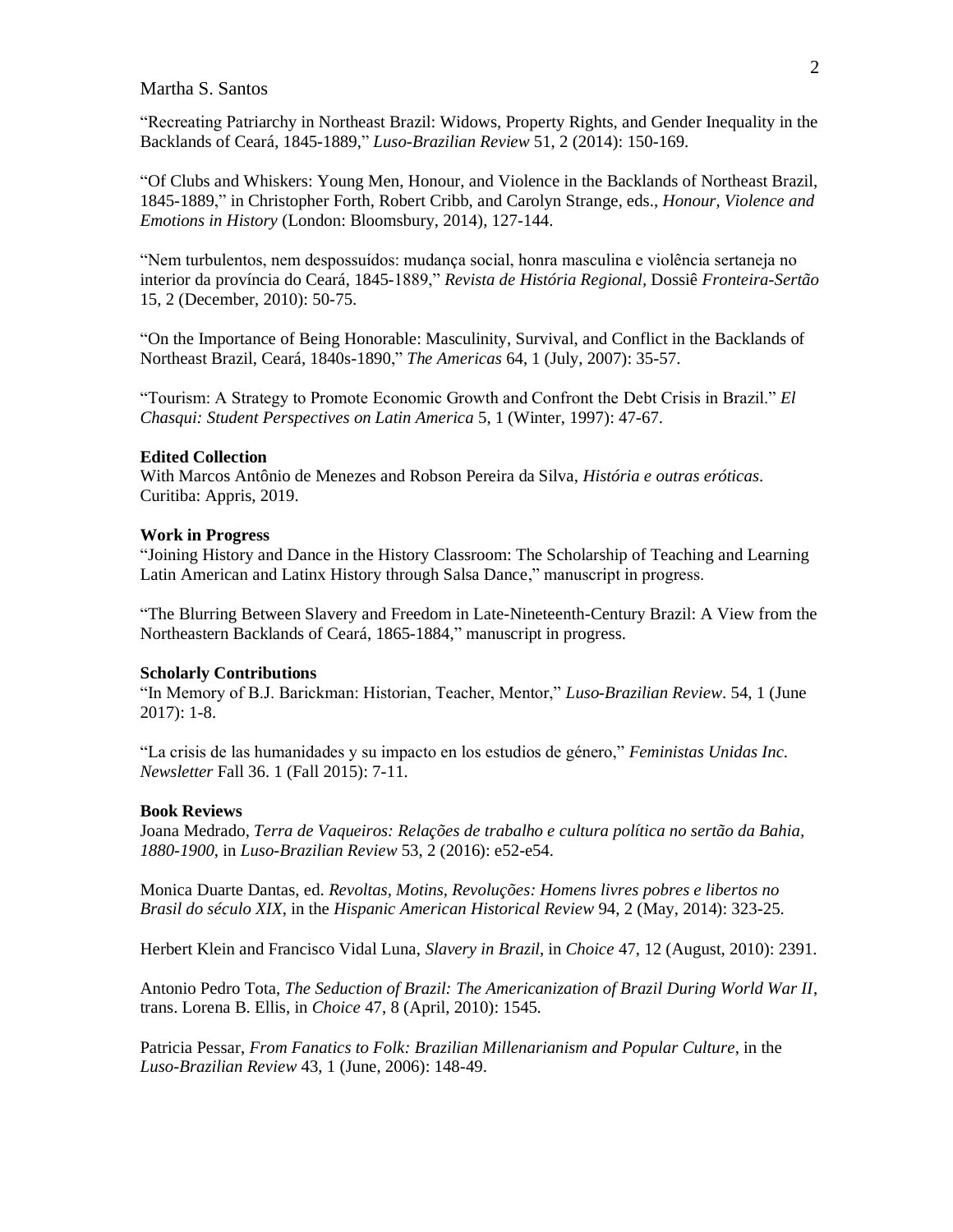“Recreating Patriarchy in Northeast Brazil: Widows, Property Rights, and Gender Inequality in the Backlands of Ceará, 1845-1889,” *Luso-Brazilian Review* 51, 2 (2014): 150-169.

“Of Clubs and Whiskers: Young Men, Honour, and Violence in the Backlands of Northeast Brazil, 1845-1889,” in Christopher Forth, Robert Cribb, and Carolyn Strange, eds., *Honour, Violence and Emotions in History* (London: Bloomsbury, 2014), 127-144.

“Nem turbulentos, nem despossuídos: mudança social, honra masculina e violência sertaneja no interior da província do Ceará, 1845-1889,” *Revista de História Regional,* Dossiê *Fronteira-Sertão* 15, 2 (December, 2010): 50-75.

“On the Importance of Being Honorable: Masculinity, Survival, and Conflict in the Backlands of Northeast Brazil, Ceará, 1840s-1890,” *The Americas* 64, 1 (July, 2007): 35-57.

“Tourism: A Strategy to Promote Economic Growth and Confront the Debt Crisis in Brazil.” *El Chasqui: Student Perspectives on Latin America* 5, 1 (Winter, 1997): 47-67.

**Edited Collection**
With Marcos Antônio de Menezes and Robson Pereira da Silva, *História e outras eróticas*. Curitiba: Appris, 2019.

**Work in Progress**
“Joining History and Dance in the History Classroom: The Scholarship of Teaching and Learning Latin American and Latinx History through Salsa Dance,” manuscript in progress.

“The Blurring Between Slavery and Freedom in Late-Nineteenth-Century Brazil: A View from the Northeastern Backlands of Ceará, 1865-1884,” manuscript in progress.

**Scholarly Contributions**
“In Memory of B.J. Barickman: Historian, Teacher, Mentor,” *Luso-Brazilian Review*. 54, 1 (June 2017): 1-8.

“La crisis de las humanidades y su impacto en los estudios de género,” *Feministas Unidas Inc. Newsletter* Fall 36. 1 (Fall 2015): 7-11.

**Book Reviews**
Joana Medrado, *Terra de Vaqueiros: Relações de trabalho e cultura política no sertão da Bahia, 1880-1900*, in *Luso-Brazilian Review* 53, 2 (2016): e52-e54.

Monica Duarte Dantas, ed. *Revoltas, Motins, Revoluções: Homens livres pobres e libertos no Brasil do século XIX*, in the *Hispanic American Historical Review* 94, 2 (May, 2014): 323-25.

Herbert Klein and Francisco Vidal Luna, *Slavery in Brazil*, in *Choice* 47, 12 (August, 2010): 2391.

Antonio Pedro Tota, *The Seduction of Brazil: The Americanization of Brazil During World War II*, trans. Lorena B. Ellis, in *Choice* 47, 8 (April, 2010): 1545.

Patricia Pessar, *From Fanatics to Folk: Brazilian Millenarianism and Popular Culture*, in the *Luso-Brazilian Review* 43, 1 (June, 2006): 148-49.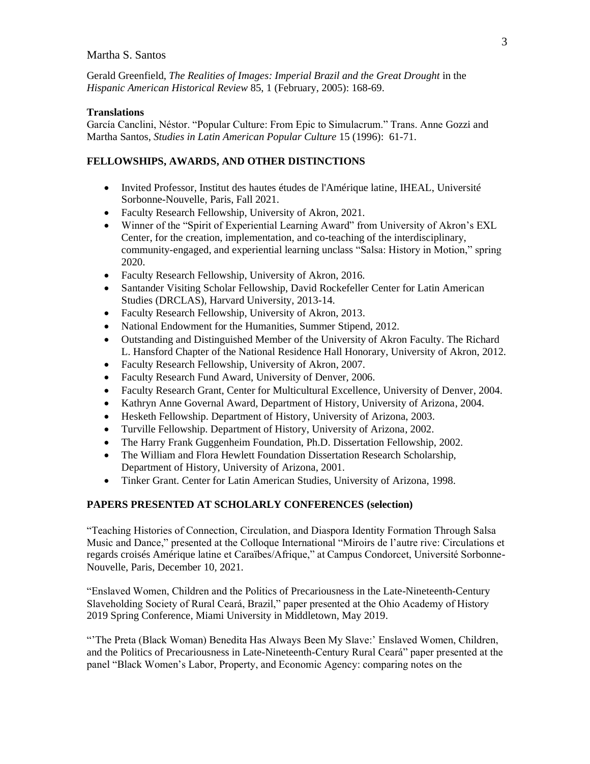Gerald Greenfield, *The Realities of Images: Imperial Brazil and the Great Drought* in the *Hispanic American Historical Review* 85, 1 (February, 2005): 168-69.

**Translations**

García Canclini, Néstor. "Popular Culture: From Epic to Simulacrum." Trans. Anne Gozzi and Martha Santos, *Studies in Latin American Popular Culture* 15 (1996): 61-71.

## FELLOWSHIPS, AWARDS, AND OTHER DISTINCTIONS

- Invited Professor, Institut des hautes études de l'Amérique latine, IHEAL, Université Sorbonne-Nouvelle, Paris, Fall 2021.
- Faculty Research Fellowship, University of Akron, 2021.
- Winner of the "Spirit of Experiential Learning Award" from University of Akron's EXL Center, for the creation, implementation, and co-teaching of the interdisciplinary, community-engaged, and experiential learning unclass "Salsa: History in Motion," spring 2020.
- Faculty Research Fellowship, University of Akron, 2016.
- Santander Visiting Scholar Fellowship, David Rockefeller Center for Latin American Studies (DRCLAS), Harvard University, 2013-14.
- Faculty Research Fellowship, University of Akron, 2013.
- National Endowment for the Humanities, Summer Stipend, 2012.
- Outstanding and Distinguished Member of the University of Akron Faculty. The Richard L. Hansford Chapter of the National Residence Hall Honorary, University of Akron, 2012.
- Faculty Research Fellowship, University of Akron, 2007.
- Faculty Research Fund Award, University of Denver, 2006.
- Faculty Research Grant, Center for Multicultural Excellence, University of Denver, 2004.
- Kathryn Anne Governal Award, Department of History, University of Arizona, 2004.
- Hesketh Fellowship. Department of History, University of Arizona, 2003.
- Turville Fellowship. Department of History, University of Arizona, 2002.
- The Harry Frank Guggenheim Foundation, Ph.D. Dissertation Fellowship, 2002.
- The William and Flora Hewlett Foundation Dissertation Research Scholarship, Department of History, University of Arizona, 2001.
- Tinker Grant. Center for Latin American Studies, University of Arizona, 1998.

## PAPERS PRESENTED AT SCHOLARLY CONFERENCES (selection)

"Teaching Histories of Connection, Circulation, and Diaspora Identity Formation Through Salsa Music and Dance," presented at the Colloque International "Miroirs de l'autre rive: Circulations et regards croisés Amérique latine et Caraïbes/Afrique," at Campus Condorcet, Université Sorbonne-Nouvelle, Paris, December 10, 2021.

"Enslaved Women, Children and the Politics of Precariousness in the Late-Nineteenth-Century Slaveholding Society of Rural Ceará, Brazil," paper presented at the Ohio Academy of History 2019 Spring Conference, Miami University in Middletown, May 2019.

"'The Preta (Black Woman) Benedita Has Always Been My Slave:' Enslaved Women, Children, and the Politics of Precariousness in Late-Nineteenth-Century Rural Ceará" paper presented at the panel "Black Women's Labor, Property, and Economic Agency: comparing notes on the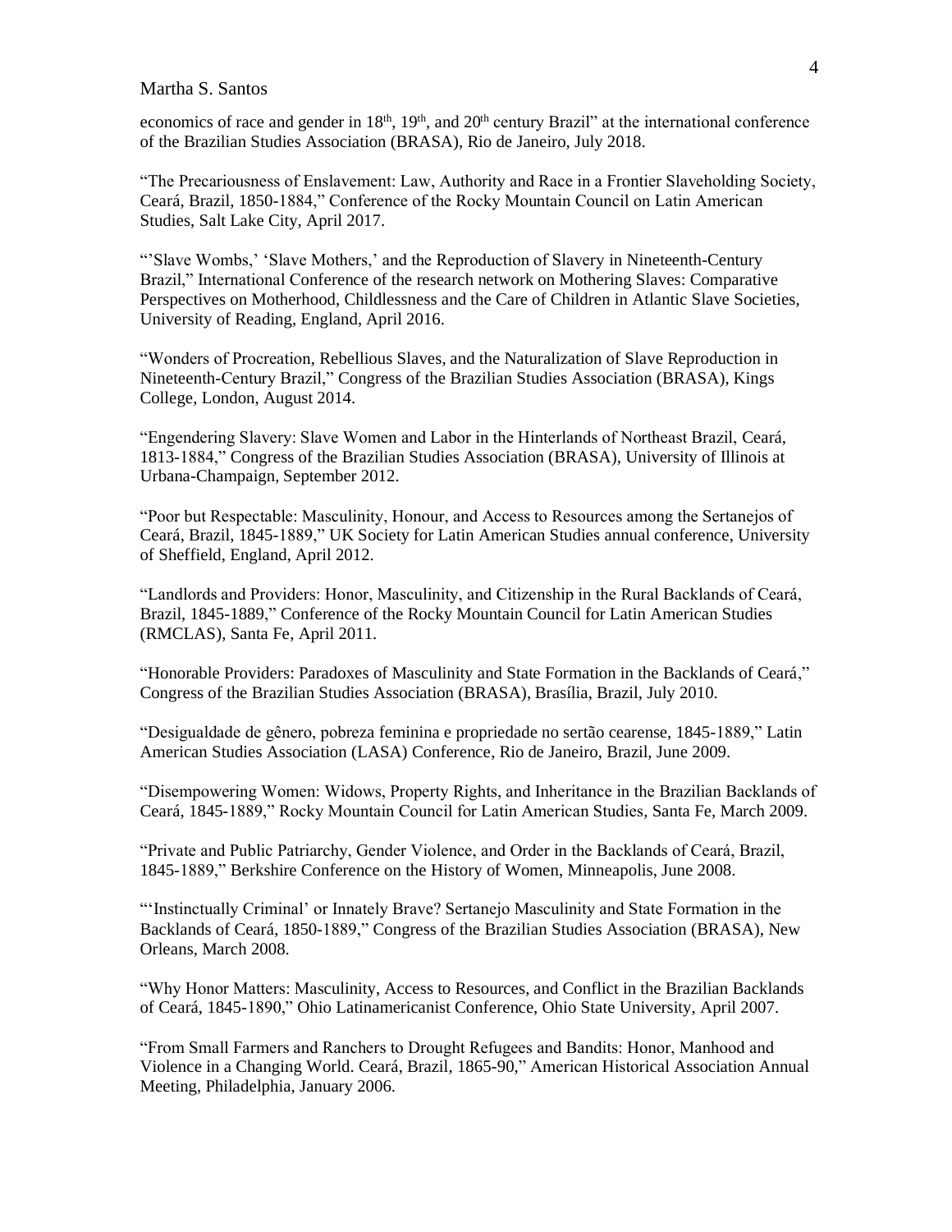economics of race and gender in 18th, 19th, and 20th century Brazil" at the international conference of the Brazilian Studies Association (BRASA), Rio de Janeiro, July 2018.

"The Precariousness of Enslavement: Law, Authority and Race in a Frontier Slaveholding Society, Ceará, Brazil, 1850-1884," Conference of the Rocky Mountain Council on Latin American Studies, Salt Lake City, April 2017.

"'Slave Wombs,' 'Slave Mothers,' and the Reproduction of Slavery in Nineteenth-Century Brazil," International Conference of the research network on Mothering Slaves: Comparative Perspectives on Motherhood, Childlessness and the Care of Children in Atlantic Slave Societies, University of Reading, England, April 2016.

"Wonders of Procreation, Rebellious Slaves, and the Naturalization of Slave Reproduction in Nineteenth-Century Brazil," Congress of the Brazilian Studies Association (BRASA), Kings College, London, August 2014.

"Engendering Slavery: Slave Women and Labor in the Hinterlands of Northeast Brazil, Ceará, 1813-1884," Congress of the Brazilian Studies Association (BRASA), University of Illinois at Urbana-Champaign, September 2012.

"Poor but Respectable: Masculinity, Honour, and Access to Resources among the Sertanejos of Ceará, Brazil, 1845-1889," UK Society for Latin American Studies annual conference, University of Sheffield, England, April 2012.

"Landlords and Providers: Honor, Masculinity, and Citizenship in the Rural Backlands of Ceará, Brazil, 1845-1889," Conference of the Rocky Mountain Council for Latin American Studies (RMCLAS), Santa Fe, April 2011.

"Honorable Providers: Paradoxes of Masculinity and State Formation in the Backlands of Ceará," Congress of the Brazilian Studies Association (BRASA), Brasília, Brazil, July 2010.

"Desigualdade de gênero, pobreza feminina e propriedade no sertão cearense, 1845-1889," Latin American Studies Association (LASA) Conference, Rio de Janeiro, Brazil, June 2009.

"Disempowering Women: Widows, Property Rights, and Inheritance in the Brazilian Backlands of Ceará, 1845-1889," Rocky Mountain Council for Latin American Studies, Santa Fe, March 2009.

"Private and Public Patriarchy, Gender Violence, and Order in the Backlands of Ceará, Brazil, 1845-1889," Berkshire Conference on the History of Women, Minneapolis, June 2008.

"'Instinctually Criminal' or Innately Brave? Sertanejo Masculinity and State Formation in the Backlands of Ceará, 1850-1889," Congress of the Brazilian Studies Association (BRASA), New Orleans, March 2008.

"Why Honor Matters: Masculinity, Access to Resources, and Conflict in the Brazilian Backlands of Ceará, 1845-1890," Ohio Latinamericanist Conference, Ohio State University, April 2007.

"From Small Farmers and Ranchers to Drought Refugees and Bandits: Honor, Manhood and Violence in a Changing World. Ceará, Brazil, 1865-90," American Historical Association Annual Meeting, Philadelphia, January 2006.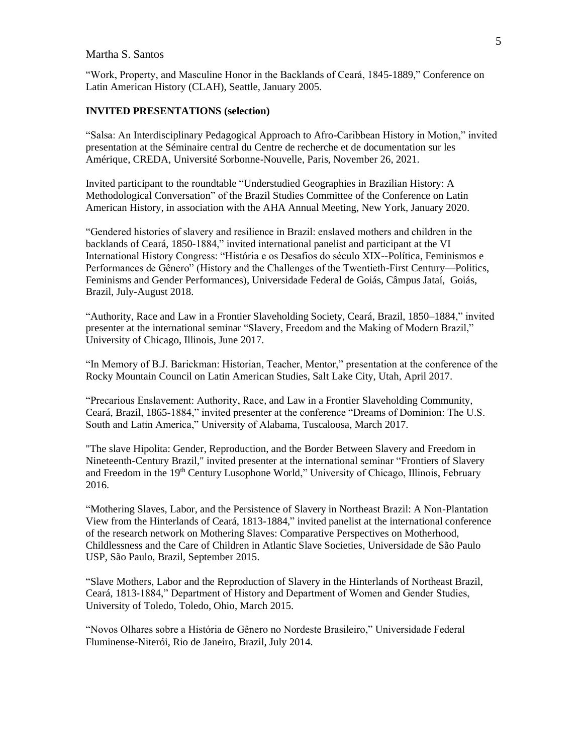"Work, Property, and Masculine Honor in the Backlands of Ceará, 1845-1889," Conference on Latin American History (CLAH), Seattle, January 2005.

**INVITED PRESENTATIONS (selection)**

"Salsa: An Interdisciplinary Pedagogical Approach to Afro-Caribbean History in Motion," invited presentation at the Séminaire central du Centre de recherche et de documentation sur les Amérique, CREDA, Université Sorbonne-Nouvelle, Paris, November 26, 2021.

Invited participant to the roundtable "Understudied Geographies in Brazilian History: A Methodological Conversation" of the Brazil Studies Committee of the Conference on Latin American History, in association with the AHA Annual Meeting, New York, January 2020.

"Gendered histories of slavery and resilience in Brazil: enslaved mothers and children in the backlands of Ceará, 1850-1884," invited international panelist and participant at the VI International History Congress: "História e os Desafios do século XIX--Política, Feminismos e Performances de Gênero" (History and the Challenges of the Twentieth-First Century—Politics, Feminisms and Gender Performances), Universidade Federal de Goiás, Câmpus Jataí, Goiás, Brazil, July-August 2018.

"Authority, Race and Law in a Frontier Slaveholding Society, Ceará, Brazil, 1850–1884," invited presenter at the international seminar "Slavery, Freedom and the Making of Modern Brazil," University of Chicago, Illinois, June 2017.

"In Memory of B.J. Barickman: Historian, Teacher, Mentor," presentation at the conference of the Rocky Mountain Council on Latin American Studies, Salt Lake City, Utah, April 2017.

"Precarious Enslavement: Authority, Race, and Law in a Frontier Slaveholding Community, Ceará, Brazil, 1865-1884," invited presenter at the conference "Dreams of Dominion: The U.S. South and Latin America," University of Alabama, Tuscaloosa, March 2017.

"The slave Hipolita: Gender, Reproduction, and the Border Between Slavery and Freedom in Nineteenth-Century Brazil," invited presenter at the international seminar "Frontiers of Slavery and Freedom in the 19th Century Lusophone World," University of Chicago, Illinois, February 2016.

"Mothering Slaves, Labor, and the Persistence of Slavery in Northeast Brazil: A Non-Plantation View from the Hinterlands of Ceará, 1813-1884," invited panelist at the international conference of the research network on Mothering Slaves: Comparative Perspectives on Motherhood, Childlessness and the Care of Children in Atlantic Slave Societies, Universidade de São Paulo USP, São Paulo, Brazil, September 2015.

"Slave Mothers, Labor and the Reproduction of Slavery in the Hinterlands of Northeast Brazil, Ceará, 1813-1884," Department of History and Department of Women and Gender Studies, University of Toledo, Toledo, Ohio, March 2015.

"Novos Olhares sobre a História de Gênero no Nordeste Brasileiro," Universidade Federal Fluminense-Niterói, Rio de Janeiro, Brazil, July 2014.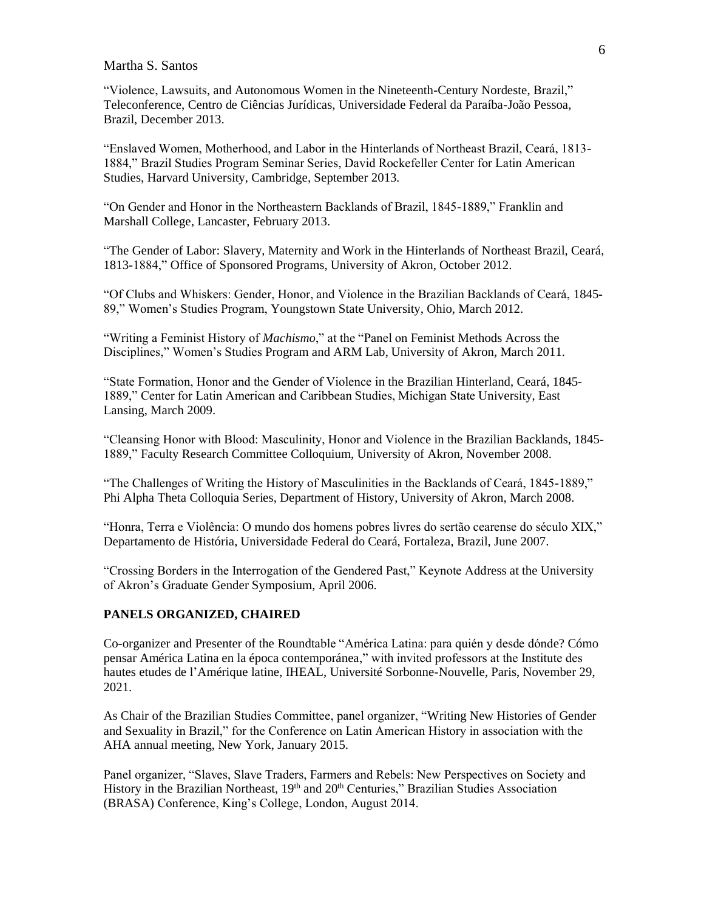"Violence, Lawsuits, and Autonomous Women in the Nineteenth-Century Nordeste, Brazil," Teleconference, Centro de Ciências Jurídicas, Universidade Federal da Paraíba-João Pessoa, Brazil, December 2013.

"Enslaved Women, Motherhood, and Labor in the Hinterlands of Northeast Brazil, Ceará, 1813-1884," Brazil Studies Program Seminar Series, David Rockefeller Center for Latin American Studies, Harvard University, Cambridge, September 2013.

"On Gender and Honor in the Northeastern Backlands of Brazil, 1845-1889," Franklin and Marshall College, Lancaster, February 2013.

"The Gender of Labor: Slavery, Maternity and Work in the Hinterlands of Northeast Brazil, Ceará, 1813-1884," Office of Sponsored Programs, University of Akron, October 2012.

"Of Clubs and Whiskers: Gender, Honor, and Violence in the Brazilian Backlands of Ceará, 1845-89," Women's Studies Program, Youngstown State University, Ohio, March 2012.

"Writing a Feminist History of *Machismo*," at the "Panel on Feminist Methods Across the Disciplines," Women's Studies Program and ARM Lab, University of Akron, March 2011.

"State Formation, Honor and the Gender of Violence in the Brazilian Hinterland, Ceará, 1845-1889," Center for Latin American and Caribbean Studies, Michigan State University, East Lansing, March 2009.

"Cleansing Honor with Blood: Masculinity, Honor and Violence in the Brazilian Backlands, 1845-1889," Faculty Research Committee Colloquium, University of Akron, November 2008.

"The Challenges of Writing the History of Masculinities in the Backlands of Ceará, 1845-1889," Phi Alpha Theta Colloquia Series, Department of History, University of Akron, March 2008.

"Honra, Terra e Violência: O mundo dos homens pobres livres do sertão cearense do século XIX," Departamento de História, Universidade Federal do Ceará, Fortaleza, Brazil, June 2007.

"Crossing Borders in the Interrogation of the Gendered Past," Keynote Address at the University of Akron's Graduate Gender Symposium, April 2006.

## PANELS ORGANIZED, CHAIRED

Co-organizer and Presenter of the Roundtable "América Latina: para quién y desde dónde? Cómo pensar América Latina en la época contemporánea," with invited professors at the Institute des hautes etudes de l'Amérique latine, IHEAL, Université Sorbonne-Nouvelle, Paris, November 29, 2021.

As Chair of the Brazilian Studies Committee, panel organizer, "Writing New Histories of Gender and Sexuality in Brazil," for the Conference on Latin American History in association with the AHA annual meeting, New York, January 2015.

Panel organizer, "Slaves, Slave Traders, Farmers and Rebels: New Perspectives on Society and History in the Brazilian Northeast, 19th and 20th Centuries," Brazilian Studies Association (BRASA) Conference, King's College, London, August 2014.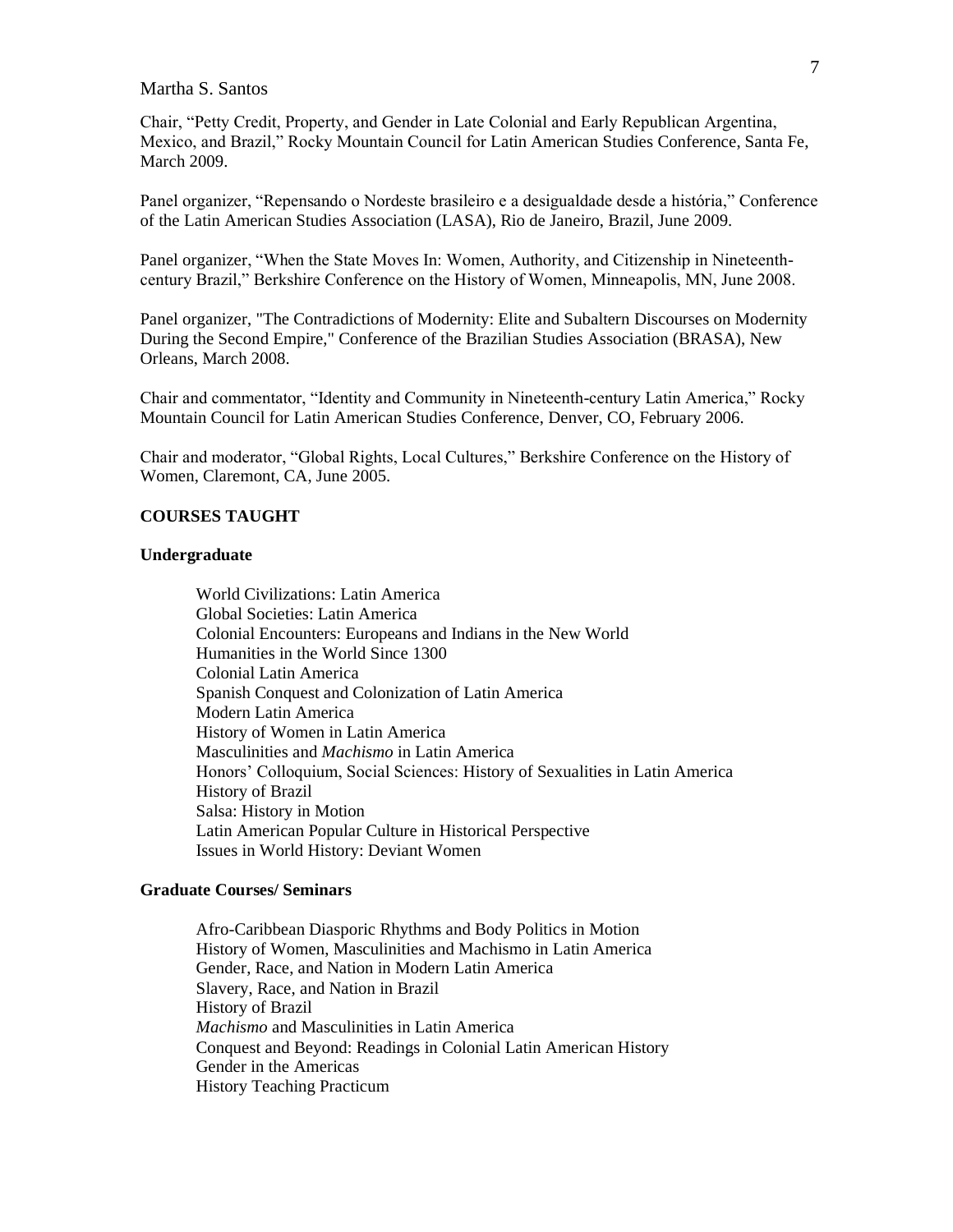Chair, “Petty Credit, Property, and Gender in Late Colonial and Early Republican Argentina, Mexico, and Brazil,” Rocky Mountain Council for Latin American Studies Conference, Santa Fe, March 2009.

Panel organizer, “Repensando o Nordeste brasileiro e a desigualdade desde a história,” Conference of the Latin American Studies Association (LASA), Rio de Janeiro, Brazil, June 2009.

Panel organizer, “When the State Moves In: Women, Authority, and Citizenship in Nineteenth-century Brazil,” Berkshire Conference on the History of Women, Minneapolis, MN, June 2008.

Panel organizer, "The Contradictions of Modernity: Elite and Subaltern Discourses on Modernity During the Second Empire," Conference of the Brazilian Studies Association (BRASA), New Orleans, March 2008.

Chair and commentator, “Identity and Community in Nineteenth-century Latin America,” Rocky Mountain Council for Latin American Studies Conference, Denver, CO, February 2006.

Chair and moderator, “Global Rights, Local Cultures,” Berkshire Conference on the History of Women, Claremont, CA, June 2005.

## COURSES TAUGHT

### Undergraduate

World Civilizations: Latin America
Global Societies: Latin America
Colonial Encounters: Europeans and Indians in the New World
Humanities in the World Since 1300
Colonial Latin America
Spanish Conquest and Colonization of Latin America
Modern Latin America
History of Women in Latin America
Masculinities and *Machismo* in Latin America
Honors’ Colloquium, Social Sciences: History of Sexualities in Latin America
History of Brazil
Salsa: History in Motion
Latin American Popular Culture in Historical Perspective
Issues in World History: Deviant Women

### Graduate Courses/ Seminars

Afro-Caribbean Diasporic Rhythms and Body Politics in Motion
History of Women, Masculinities and Machismo in Latin America
Gender, Race, and Nation in Modern Latin America
Slavery, Race, and Nation in Brazil
History of Brazil
*Machismo* and Masculinities in Latin America
Conquest and Beyond: Readings in Colonial Latin American History
Gender in the Americas
History Teaching Practicum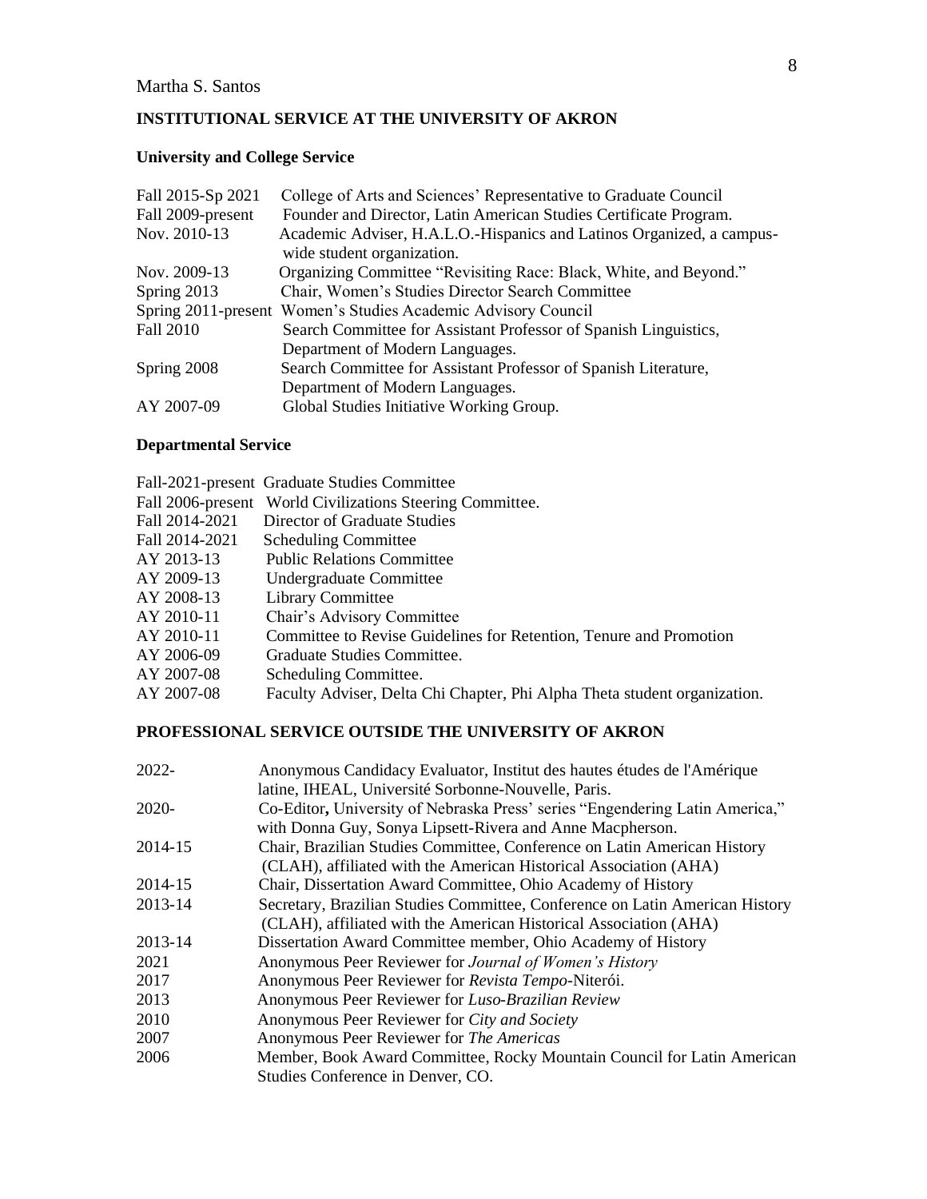## INSTITUTIONAL SERVICE AT THE UNIVERSITY OF AKRON

### University and College Service

| | |
|---|---|
| Fall 2015-Sp 2021 | College of Arts and Sciences' Representative to Graduate Council |
| Fall 2009-present | Founder and Director, Latin American Studies Certificate Program. |
| Nov. 2010-13 | Academic Adviser, H.A.L.O.-Hispanics and Latinos Organized, a campus-wide student organization. |
| Nov. 2009-13 | Organizing Committee "Revisiting Race: Black, White, and Beyond." |
| Spring 2013 | Chair, Women's Studies Director Search Committee |
| Spring 2011-present | Women's Studies Academic Advisory Council |
| Fall 2010 | Search Committee for Assistant Professor of Spanish Linguistics, Department of Modern Languages. |
| Spring 2008 | Search Committee for Assistant Professor of Spanish Literature, Department of Modern Languages. |
| AY 2007-09 | Global Studies Initiative Working Group. |

### Departmental Service

| | |
|---|---|
| Fall-2021-present | Graduate Studies Committee |
| Fall 2006-present | World Civilizations Steering Committee. |
| Fall 2014-2021 | Director of Graduate Studies |
| Fall 2014-2021 | Scheduling Committee |
| AY 2013-13 | Public Relations Committee |
| AY 2009-13 | Undergraduate Committee |
| AY 2008-13 | Library Committee |
| AY 2010-11 | Chair's Advisory Committee |
| AY 2010-11 | Committee to Revise Guidelines for Retention, Tenure and Promotion |
| AY 2006-09 | Graduate Studies Committee. |
| AY 2007-08 | Scheduling Committee. |
| AY 2007-08 | Faculty Adviser, Delta Chi Chapter, Phi Alpha Theta student organization. |

## PROFESSIONAL SERVICE OUTSIDE THE UNIVERSITY OF AKRON

| | |
|---|---|
| 2022- | Anonymous Candidacy Evaluator, Institut des hautes études de l'Amérique latine, IHEAL, Université Sorbonne-Nouvelle, Paris. |
| 2020- | Co-Editor**,** University of Nebraska Press' series "Engendering Latin America," with Donna Guy, Sonya Lipsett-Rivera and Anne Macpherson. |
| 2014-15 | Chair, Brazilian Studies Committee, Conference on Latin American History (CLAH), affiliated with the American Historical Association (AHA) |
| 2014-15 | Chair, Dissertation Award Committee, Ohio Academy of History |
| 2013-14 | Secretary, Brazilian Studies Committee, Conference on Latin American History (CLAH), affiliated with the American Historical Association (AHA) |
| 2013-14 | Dissertation Award Committee member, Ohio Academy of History |
| 2021 | Anonymous Peer Reviewer for *Journal of Women's History* |
| 2017 | Anonymous Peer Reviewer for *Revista Tempo*-Niterói. |
| 2013 | Anonymous Peer Reviewer for *Luso-Brazilian Review* |
| 2010 | Anonymous Peer Reviewer for *City and Society* |
| 2007 | Anonymous Peer Reviewer for *The Americas* |
| 2006 | Member, Book Award Committee, Rocky Mountain Council for Latin American Studies Conference in Denver, CO. |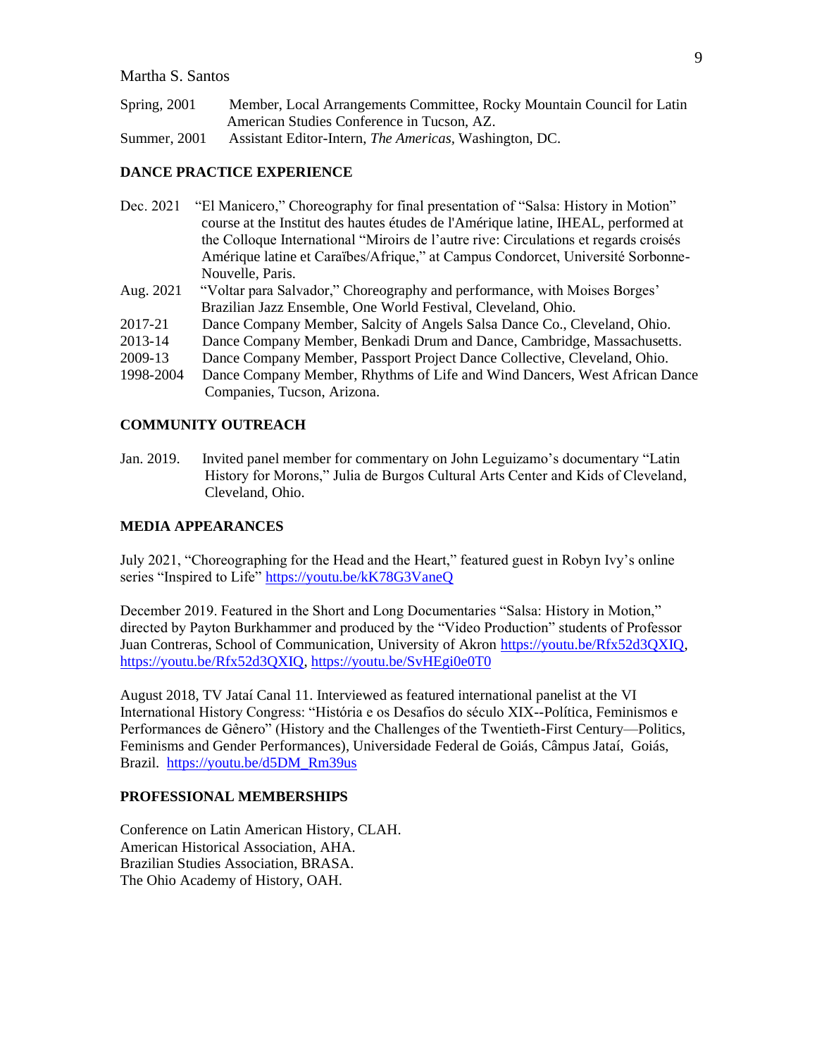Spring, 2001 Member, Local Arrangements Committee, Rocky Mountain Council for Latin American Studies Conference in Tucson, AZ.

Summer, 2001 Assistant Editor-Intern, *The Americas*, Washington, DC.

### DANCE PRACTICE EXPERIENCE

Dec. 2021 "El Manicero," Choreography for final presentation of "Salsa: History in Motion" course at the Institut des hautes études de l'Amérique latine, IHEAL, performed at the Colloque International "Miroirs de l'autre rive: Circulations et regards croisés Amérique latine et Caraïbes/Afrique," at Campus Condorcet, Université Sorbonne-Nouvelle, Paris.

Aug. 2021 "Voltar para Salvador," Choreography and performance, with Moises Borges' Brazilian Jazz Ensemble, One World Festival, Cleveland, Ohio.

2017-21 Dance Company Member, Salcity of Angels Salsa Dance Co., Cleveland, Ohio.

2013-14 Dance Company Member, Benkadi Drum and Dance, Cambridge, Massachusetts.

2009-13 Dance Company Member, Passport Project Dance Collective, Cleveland, Ohio.

1998-2004 Dance Company Member, Rhythms of Life and Wind Dancers, West African Dance Companies, Tucson, Arizona.

### COMMUNITY OUTREACH

Jan. 2019. Invited panel member for commentary on John Leguizamo's documentary "Latin History for Morons," Julia de Burgos Cultural Arts Center and Kids of Cleveland, Cleveland, Ohio.

### MEDIA APPEARANCES

July 2021, "Choreographing for the Head and the Heart," featured guest in Robyn Ivy's online series "Inspired to Life" https://youtu.be/kK78G3VaneQ

December 2019. Featured in the Short and Long Documentaries "Salsa: History in Motion," directed by Payton Burkhammer and produced by the "Video Production" students of Professor Juan Contreras, School of Communication, University of Akron https://youtu.be/Rfx52d3QXIQ, https://youtu.be/Rfx52d3QXIQ, https://youtu.be/SvHEgi0e0T0

August 2018, TV Jataí Canal 11. Interviewed as featured international panelist at the VI International History Congress: "História e os Desafios do século XIX--Política, Feminismos e Performances de Gênero" (History and the Challenges of the Twentieth-First Century—Politics, Feminisms and Gender Performances), Universidade Federal de Goiás, Câmpus Jataí, Goiás, Brazil. https://youtu.be/d5DM_Rm39us

### PROFESSIONAL MEMBERSHIPS

Conference on Latin American History, CLAH.
American Historical Association, AHA.
Brazilian Studies Association, BRASA.
The Ohio Academy of History, OAH.